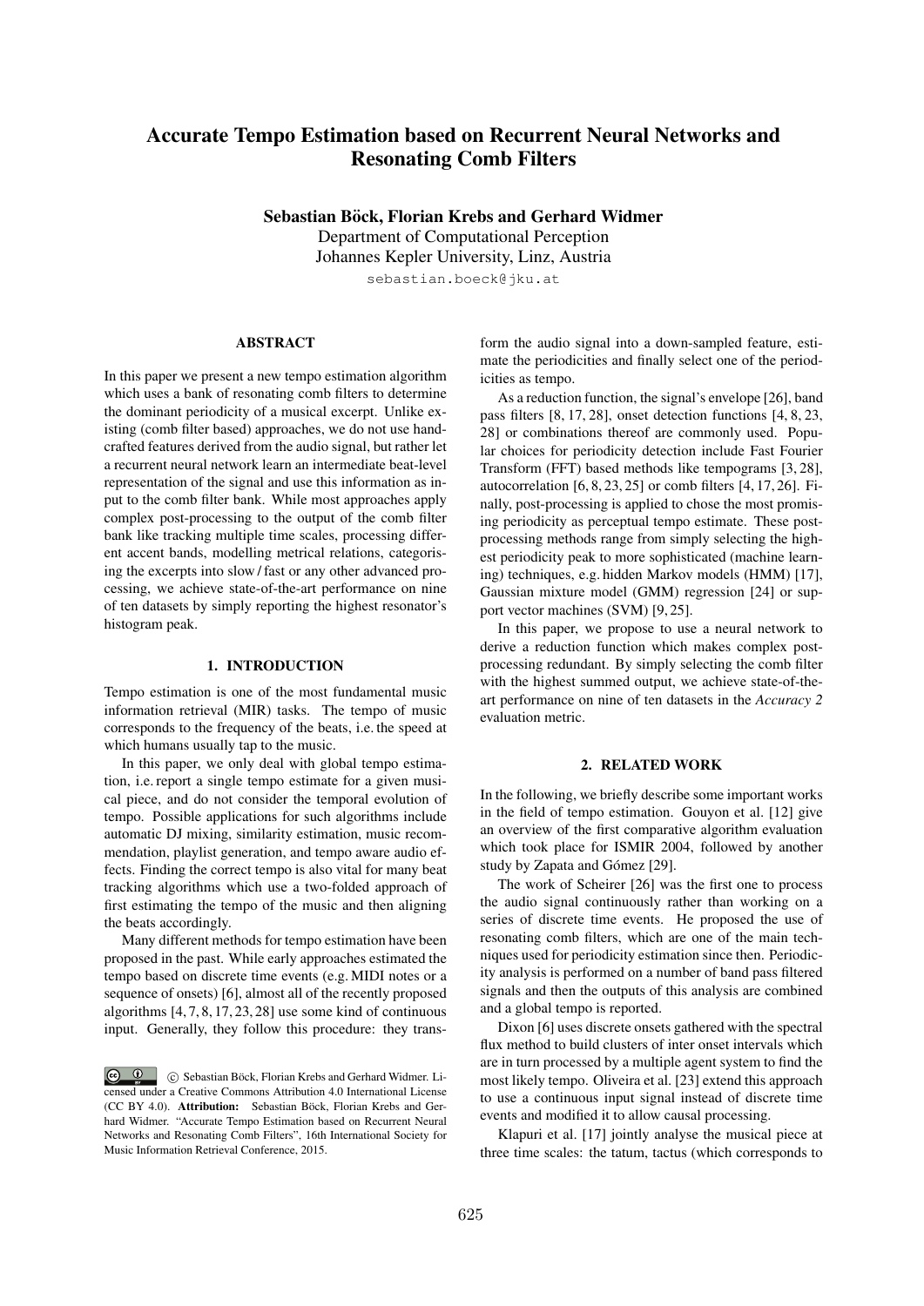# Accurate Tempo Estimation based on Recurrent Neural Networks and Resonating Comb Filters

**Sebastian Böck, Florian Krebs and Gerhard Widmer**
Department of Computational Perception
Johannes Kepler University, Linz, Austria
sebastian.boeck@jku.at

## ABSTRACT

In this paper we present a new tempo estimation algorithm which uses a bank of resonating comb filters to determine the dominant periodicity of a musical excerpt. Unlike existing (comb filter based) approaches, we do not use handcrafted features derived from the audio signal, but rather let a recurrent neural network learn an intermediate beat-level representation of the signal and use this information as input to the comb filter bank. While most approaches apply complex post-processing to the output of the comb filter bank like tracking multiple time scales, processing different accent bands, modelling metrical relations, categorising the excerpts into slow / fast or any other advanced processing, we achieve state-of-the-art performance on nine of ten datasets by simply reporting the highest resonator's histogram peak.

## 1. INTRODUCTION

Tempo estimation is one of the most fundamental music information retrieval (MIR) tasks. The tempo of music corresponds to the frequency of the beats, i.e. the speed at which humans usually tap to the music.

In this paper, we only deal with global tempo estimation, i.e. report a single tempo estimate for a given musical piece, and do not consider the temporal evolution of tempo. Possible applications for such algorithms include automatic DJ mixing, similarity estimation, music recommendation, playlist generation, and tempo aware audio effects. Finding the correct tempo is also vital for many beat tracking algorithms which use a two-folded approach of first estimating the tempo of the music and then aligning the beats accordingly.

Many different methods for tempo estimation have been proposed in the past. While early approaches estimated the tempo based on discrete time events (e.g. MIDI notes or a sequence of onsets) [6], almost all of the recently proposed algorithms [4, 7, 8, 17, 23, 28] use some kind of continuous input. Generally, they follow this procedure: they transform the audio signal into a down-sampled feature, estimate the periodicities and finally select one of the periodicities as tempo.

As a reduction function, the signal's envelope [26], band pass filters [8, 17, 28], onset detection functions [4, 8, 23, 28] or combinations thereof are commonly used. Popular choices for periodicity detection include Fast Fourier Transform (FFT) based methods like tempograms [3, 28], autocorrelation [6, 8, 23, 25] or comb filters [4, 17, 26]. Finally, post-processing is applied to chose the most promising periodicity as perceptual tempo estimate. These post-processing methods range from simply selecting the highest periodicity peak to more sophisticated (machine learning) techniques, e.g. hidden Markov models (HMM) [17], Gaussian mixture model (GMM) regression [24] or support vector machines (SVM) [9, 25].

In this paper, we propose to use a neural network to derive a reduction function which makes complex post-processing redundant. By simply selecting the comb filter with the highest summed output, we achieve state-of-the-art performance on nine of ten datasets in the *Accuracy 2* evaluation metric.

## 2. RELATED WORK

In the following, we briefly describe some important works in the field of tempo estimation. Gouyon et al. [12] give an overview of the first comparative algorithm evaluation which took place for ISMIR 2004, followed by another study by Zapata and Gómez [29].

The work of Scheirer [26] was the first one to process the audio signal continuously rather than working on a series of discrete time events. He proposed the use of resonating comb filters, which are one of the main techniques used for periodicity estimation since then. Periodicity analysis is performed on a number of band pass filtered signals and then the outputs of this analysis are combined and a global tempo is reported.

Dixon [6] uses discrete onsets gathered with the spectral flux method to build clusters of inter onset intervals which are in turn processed by a multiple agent system to find the most likely tempo. Oliveira et al. [23] extend this approach to use a continuous input signal instead of discrete time events and modified it to allow causal processing.

Klapuri et al. [17] jointly analyse the musical piece at three time scales: the tatum, tactus (which corresponds to

© Sebastian Böck, Florian Krebs and Gerhard Widmer. Licensed under a Creative Commons Attribution 4.0 International License (CC BY 4.0). **Attribution:** Sebastian Böck, Florian Krebs and Gerhard Widmer. "Accurate Tempo Estimation based on Recurrent Neural Networks and Resonating Comb Filters", 16th International Society for Music Information Retrieval Conference, 2015.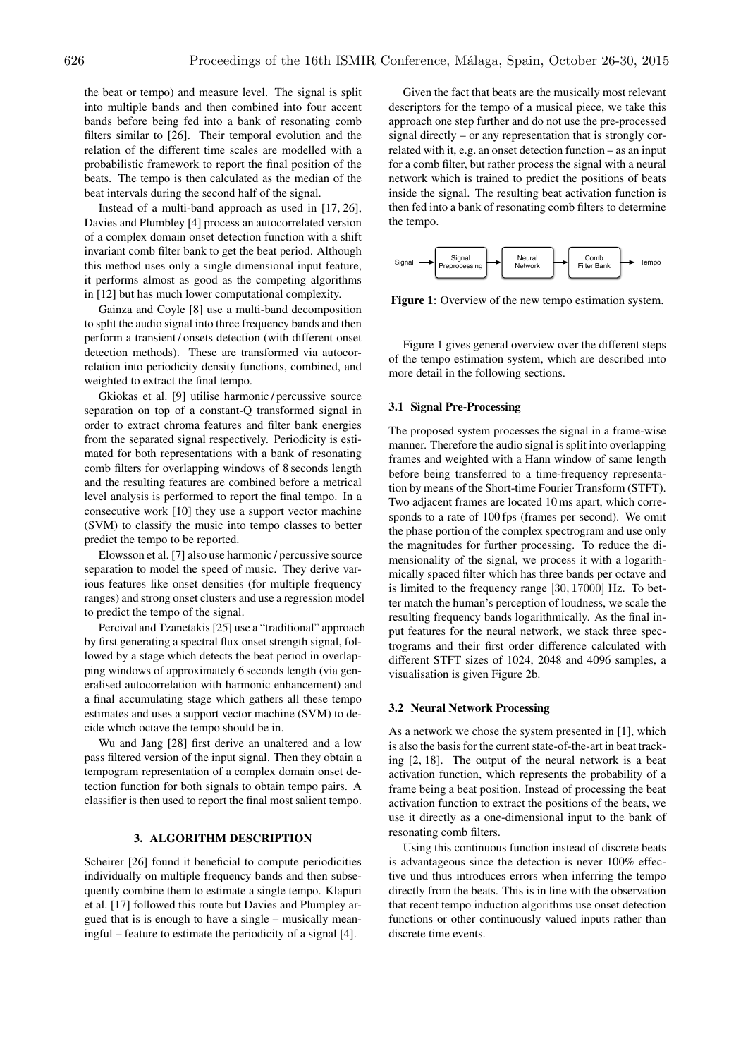the beat or tempo) and measure level. The signal is split into multiple bands and then combined into four accent bands before being fed into a bank of resonating comb filters similar to [26]. Their temporal evolution and the relation of the different time scales are modelled with a probabilistic framework to report the final position of the beats. The tempo is then calculated as the median of the beat intervals during the second half of the signal.

Instead of a multi-band approach as used in [17, 26], Davies and Plumbley [4] process an autocorrelated version of a complex domain onset detection function with a shift invariant comb filter bank to get the beat period. Although this method uses only a single dimensional input feature, it performs almost as good as the competing algorithms in [12] but has much lower computational complexity.

Gainza and Coyle [8] use a multi-band decomposition to split the audio signal into three frequency bands and then perform a transient / onsets detection (with different onset detection methods). These are transformed via autocorrelation into periodicity density functions, combined, and weighted to extract the final tempo.

Gkiokas et al. [9] utilise harmonic / percussive source separation on top of a constant-Q transformed signal in order to extract chroma features and filter bank energies from the separated signal respectively. Periodicity is estimated for both representations with a bank of resonating comb filters for overlapping windows of 8 seconds length and the resulting features are combined before a metrical level analysis is performed to report the final tempo. In a consecutive work [10] they use a support vector machine (SVM) to classify the music into tempo classes to better predict the tempo to be reported.

Elowsson et al. [7] also use harmonic / percussive source separation to model the speed of music. They derive various features like onset densities (for multiple frequency ranges) and strong onset clusters and use a regression model to predict the tempo of the signal.

Percival and Tzanetakis [25] use a "traditional" approach by first generating a spectral flux onset strength signal, followed by a stage which detects the beat period in overlapping windows of approximately 6 seconds length (via generalised autocorrelation with harmonic enhancement) and a final accumulating stage which gathers all these tempo estimates and uses a support vector machine (SVM) to decide which octave the tempo should be in.

Wu and Jang [28] first derive an unaltered and a low pass filtered version of the input signal. Then they obtain a tempogram representation of a complex domain onset detection function for both signals to obtain tempo pairs. A classifier is then used to report the final most salient tempo.

## 3. ALGORITHM DESCRIPTION

Scheirer [26] found it beneficial to compute periodicities individually on multiple frequency bands and then subsequently combine them to estimate a single tempo. Klapuri et al. [17] followed this route but Davies and Plumpley argued that is is enough to have a single – musically meaningful – feature to estimate the periodicity of a signal [4].

Given the fact that beats are the musically most relevant descriptors for the tempo of a musical piece, we take this approach one step further and do not use the pre-processed signal directly – or any representation that is strongly correlated with it, e.g. an onset detection function – as an input for a comb filter, but rather process the signal with a neural network which is trained to predict the positions of beats inside the signal. The resulting beat activation function is then fed into a bank of resonating comb filters to determine the tempo.

Signal → Signal Preprocessing → Neural Network → Comb Filter Bank → Tempo

**Figure 1**: Overview of the new tempo estimation system.

Figure 1 gives general overview over the different steps of the tempo estimation system, which are described into more detail in the following sections.

### 3.1 Signal Pre-Processing

The proposed system processes the signal in a frame-wise manner. Therefore the audio signal is split into overlapping frames and weighted with a Hann window of same length before being transferred to a time-frequency representation by means of the Short-time Fourier Transform (STFT). Two adjacent frames are located 10 ms apart, which corresponds to a rate of 100 fps (frames per second). We omit the phase portion of the complex spectrogram and use only the magnitudes for further processing. To reduce the dimensionality of the signal, we process it with a logarithmically spaced filter which has three bands per octave and is limited to the frequency range $[30, 17000]$ Hz. To better match the human's perception of loudness, we scale the resulting frequency bands logarithmically. As the final input features for the neural network, we stack three spectrograms and their first order difference calculated with different STFT sizes of 1024, 2048 and 4096 samples, a visualisation is given Figure 2b.

### 3.2 Neural Network Processing

As a network we chose the system presented in [1], which is also the basis for the current state-of-the-art in beat tracking [2, 18]. The output of the neural network is a beat activation function, which represents the probability of a frame being a beat position. Instead of processing the beat activation function to extract the positions of the beats, we use it directly as a one-dimensional input to the bank of resonating comb filters.

Using this continuous function instead of discrete beats is advantageous since the detection is never 100% effective und thus introduces errors when inferring the tempo directly from the beats. This is in line with the observation that recent tempo induction algorithms use onset detection functions or other continuously valued inputs rather than discrete time events.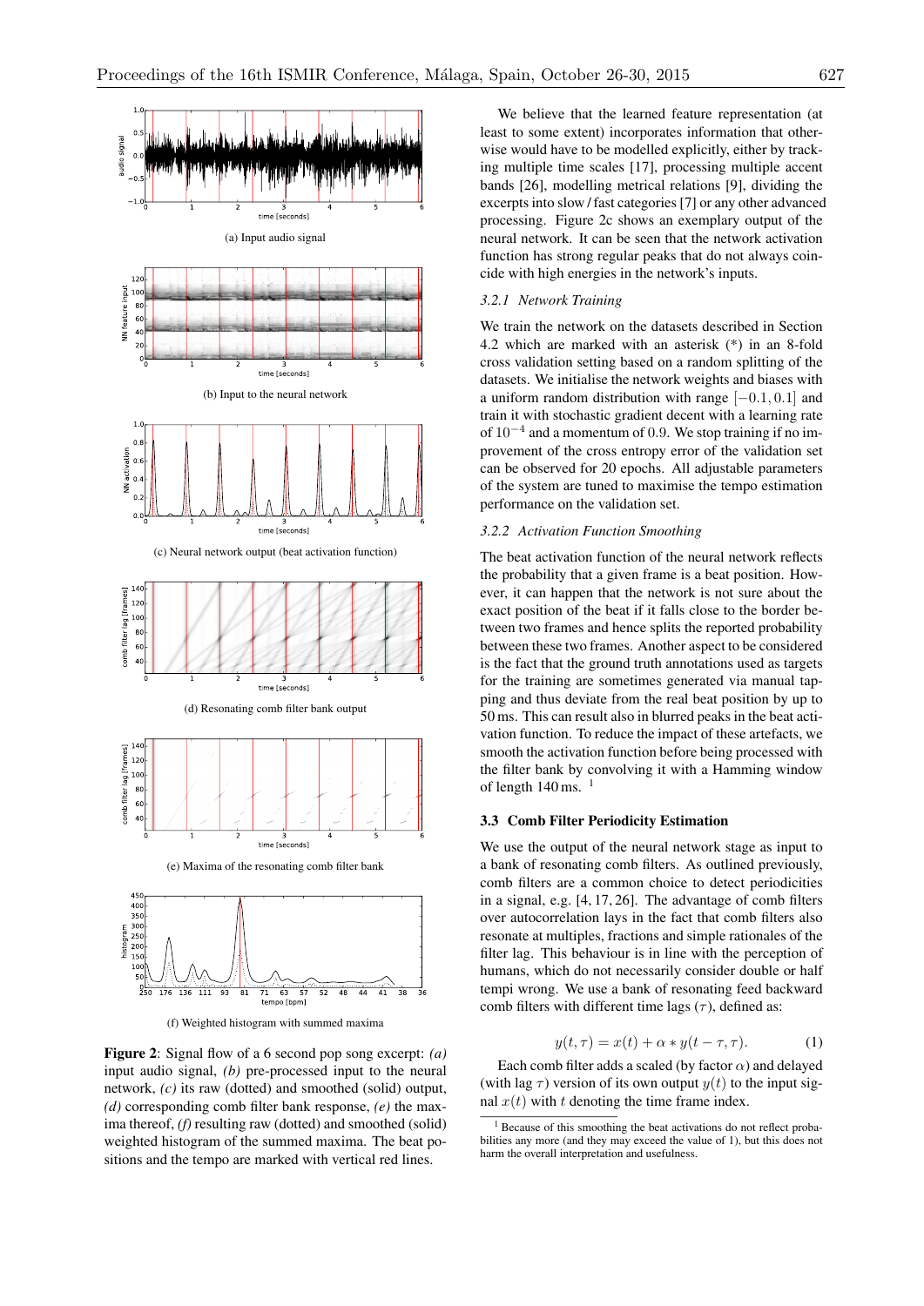(a) Input audio signal

(b) Input to the neural network

(c) Neural network output (beat activation function)

(d) Resonating comb filter bank output

(e) Maxima of the resonating comb filter bank

(f) Weighted histogram with summed maxima

**Figure 2**: Signal flow of a 6 second pop song excerpt: *(a)* input audio signal, *(b)* pre-processed input to the neural network, *(c)* its raw (dotted) and smoothed (solid) output, *(d)* corresponding comb filter bank response, *(e)* the maxima thereof, *(f)* resulting raw (dotted) and smoothed (solid) weighted histogram of the summed maxima. The beat positions and the tempo are marked with vertical red lines.

We believe that the learned feature representation (at least to some extent) incorporates information that otherwise would have to be modelled explicitly, either by tracking multiple time scales [17], processing multiple accent bands [26], modelling metrical relations [9], dividing the excerpts into slow / fast categories [7] or any other advanced processing. Figure 2c shows an exemplary output of the neural network. It can be seen that the network activation function has strong regular peaks that do not always coincide with high energies in the network's inputs.

#### 3.2.1 Network Training

We train the network on the datasets described in Section 4.2 which are marked with an asterisk (*) in an 8-fold cross validation setting based on a random splitting of the datasets. We initialise the network weights and biases with a uniform random distribution with range $[-0.1, 0.1]$ and train it with stochastic gradient decent with a learning rate of $10^{-4}$ and a momentum of $0.9$. We stop training if no improvement of the cross entropy error of the validation set can be observed for 20 epochs. All adjustable parameters of the system are tuned to maximise the tempo estimation performance on the validation set.

#### 3.2.2 Activation Function Smoothing

The beat activation function of the neural network reflects the probability that a given frame is a beat position. However, it can happen that the network is not sure about the exact position of the beat if it falls close to the border between two frames and hence splits the reported probability between these two frames. Another aspect to be considered is the fact that the ground truth annotations used as targets for the training are sometimes generated via manual tapping and thus deviate from the real beat position by up to 50 ms. This can result also in blurred peaks in the beat activation function. To reduce the impact of these artefacts, we smooth the activation function before being processed with the filter bank by convolving it with a Hamming window of length 140 ms. [1]

### 3.3 Comb Filter Periodicity Estimation

We use the output of the neural network stage as input to a bank of resonating comb filters. As outlined previously, comb filters are a common choice to detect periodicities in a signal, e.g. [4, 17, 26]. The advantage of comb filters over autocorrelation lays in the fact that comb filters also resonate at multiples, fractions and simple rationales of the filter lag. This behaviour is in line with the perception of humans, which do not necessarily consider double or half tempi wrong. We use a bank of resonating feed backward comb filters with different time lags ($\tau$), defined as:

$$y(t, \tau) = x(t) + \alpha * y(t - \tau, \tau). \tag{1}$$

Each comb filter adds a scaled (by factor $\alpha$) and delayed (with lag $\tau$) version of its own output $y(t)$ to the input signal $x(t)$ with $t$ denoting the time frame index.

[1] Because of this smoothing the beat activations do not reflect probabilities any more (and they may exceed the value of 1), but this does not harm the overall interpretation and usefulness.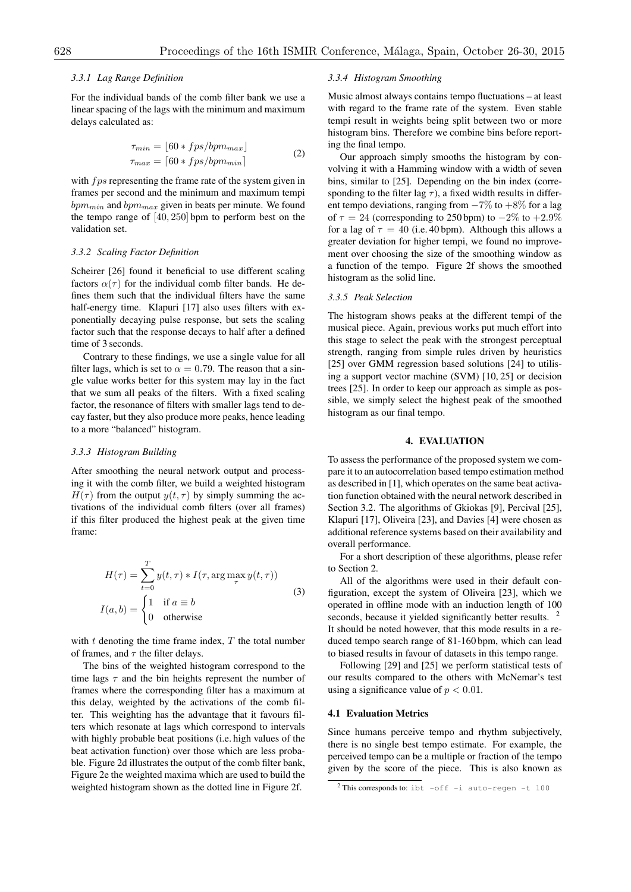#### 3.3.1 Lag Range Definition

For the individual bands of the comb filter bank we use a linear spacing of the lags with the minimum and maximum delays calculated as:

$$\tau_{min} = \lfloor 60 * fps/bpm_{max} \rfloor$$
$$\tau_{max} = \lceil 60 * fps/bpm_{min} \rceil \tag{2}$$

with $fps$ representing the frame rate of the system given in frames per second and the minimum and maximum tempi $bpm_{min}$ and $bpm_{max}$ given in beats per minute. We found the tempo range of $[40, 250]$ bpm to perform best on the validation set.

#### 3.3.2 Scaling Factor Definition

Scheirer [26] found it beneficial to use different scaling factors $\alpha(\tau)$ for the individual comb filter bands. He defines them such that the individual filters have the same half-energy time. Klapuri [17] also uses filters with exponentially decaying pulse response, but sets the scaling factor such that the response decays to half after a defined time of 3 seconds.

Contrary to these findings, we use a single value for all filter lags, which is set to $\alpha = 0.79$. The reason that a single value works better for this system may lay in the fact that we sum all peaks of the filters. With a fixed scaling factor, the resonance of filters with smaller lags tend to decay faster, but they also produce more peaks, hence leading to a more "balanced" histogram.

#### 3.3.3 Histogram Building

After smoothing the neural network output and processing it with the comb filter, we build a weighted histogram $H(\tau)$ from the output $y(t, \tau)$ by simply summing the activations of the individual comb filters (over all frames) if this filter produced the highest peak at the given time frame:

$$H(\tau) = \sum_{t=0}^{T} y(t, \tau) * I(\tau, \arg\max_{\tau} y(t, \tau))$$
$$I(a, b) = \begin{cases} 1 & \text{if } a \equiv b \\ 0 & \text{otherwise} \end{cases} \tag{3}$$

with $t$ denoting the time frame index, $T$ the total number of frames, and $\tau$ the filter delays.

The bins of the weighted histogram correspond to the time lags $\tau$ and the bin heights represent the number of frames where the corresponding filter has a maximum at this delay, weighted by the activations of the comb filter. This weighting has the advantage that it favours filters which resonate at lags which correspond to intervals with highly probable beat positions (i.e. high values of the beat activation function) over those which are less probable. Figure 2d illustrates the output of the comb filter bank, Figure 2e the weighted maxima which are used to build the weighted histogram shown as the dotted line in Figure 2f.

#### 3.3.4 Histogram Smoothing

Music almost always contains tempo fluctuations – at least with regard to the frame rate of the system. Even stable tempi result in weights being split between two or more histogram bins. Therefore we combine bins before reporting the final tempo.

Our approach simply smooths the histogram by convolving it with a Hamming window with a width of seven bins, similar to [25]. Depending on the bin index (corresponding to the filter lag $\tau$), a fixed width results in different tempo deviations, ranging from $-7\%$ to $+8\%$ for a lag of $\tau = 24$ (corresponding to 250 bpm) to $-2\%$ to $+2.9\%$ for a lag of $\tau = 40$ (i.e. 40 bpm). Although this allows a greater deviation for higher tempi, we found no improvement over choosing the size of the smoothing window as a function of the tempo. Figure 2f shows the smoothed histogram as the solid line.

#### 3.3.5 Peak Selection

The histogram shows peaks at the different tempi of the musical piece. Again, previous works put much effort into this stage to select the peak with the strongest perceptual strength, ranging from simple rules driven by heuristics [25] over GMM regression based solutions [24] to utilising a support vector machine (SVM) [10, 25] or decision trees [25]. In order to keep our approach as simple as possible, we simply select the highest peak of the smoothed histogram as our final tempo.

## 4. EVALUATION

To assess the performance of the proposed system we compare it to an autocorrelation based tempo estimation method as described in [1], which operates on the same beat activation function obtained with the neural network described in Section 3.2. The algorithms of Gkiokas [9], Percival [25], Klapuri [17], Oliveira [23], and Davies [4] were chosen as additional reference systems based on their availability and overall performance.

For a short description of these algorithms, please refer to Section 2.

All of the algorithms were used in their default configuration, except the system of Oliveira [23], which we operated in offline mode with an induction length of 100 seconds, because it yielded significantly better results. [2] It should be noted however, that this mode results in a reduced tempo search range of 81-160 bpm, which can lead to biased results in favour of datasets in this tempo range.

Following [29] and [25] we perform statistical tests of our results compared to the others with McNemar's test using a significance value of $p < 0.01$.

### 4.1 Evaluation Metrics

Since humans perceive tempo and rhythm subjectively, there is no single best tempo estimate. For example, the perceived tempo can be a multiple or fraction of the tempo given by the score of the piece. This is also known as

[2] This corresponds to: `ibt -off -i auto-regen -t 100`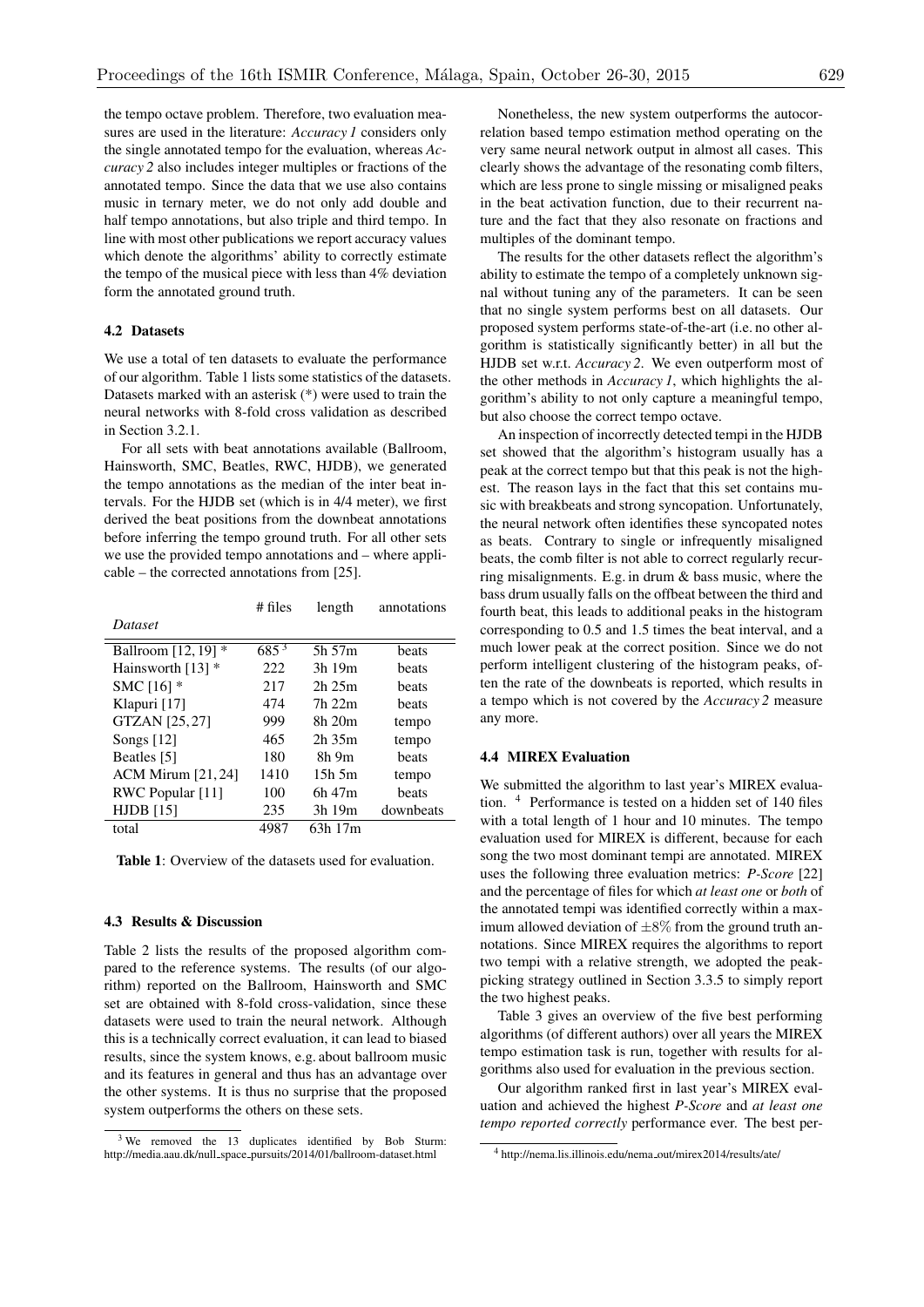the tempo octave problem. Therefore, two evaluation measures are used in the literature: *Accuracy 1* considers only the single annotated tempo for the evaluation, whereas *Accuracy 2* also includes integer multiples or fractions of the annotated tempo. Since the data that we use also contains music in ternary meter, we do not only add double and half tempo annotations, but also triple and third tempo. In line with most other publications we report accuracy values which denote the algorithms' ability to correctly estimate the tempo of the musical piece with less than 4% deviation form the annotated ground truth.

### 4.2 Datasets

We use a total of ten datasets to evaluate the performance of our algorithm. Table 1 lists some statistics of the datasets. Datasets marked with an asterisk (*) were used to train the neural networks with 8-fold cross validation as described in Section 3.2.1.

For all sets with beat annotations available (Ballroom, Hainsworth, SMC, Beatles, RWC, HJDB), we generated the tempo annotations as the median of the inter beat intervals. For the HJDB set (which is in 4/4 meter), we first derived the beat positions from the downbeat annotations before inferring the tempo ground truth. For all other sets we use the provided tempo annotations and – where applicable – the corrected annotations from [25].

| *Dataset* | # files | length | annotations |
|---|---|---|---|
| Ballroom [12, 19] * | 685 [3] | 5h 57m | beats |
| Hainsworth [13] * | 222 | 3h 19m | beats |
| SMC [16] * | 217 | 2h 25m | beats |
| Klapuri [17] | 474 | 7h 22m | beats |
| GTZAN [25, 27] | 999 | 8h 20m | tempo |
| Songs [12] | 465 | 2h 35m | tempo |
| Beatles [5] | 180 | 8h 9m | beats |
| ACM Mirum [21, 24] | 1410 | 15h 5m | tempo |
| RWC Popular [11] | 100 | 6h 47m | beats |
| HJDB [15] | 235 | 3h 19m | downbeats |
| total | 4987 | 63h 17m | |

**Table 1**: Overview of the datasets used for evaluation.

### 4.3 Results & Discussion

Table 2 lists the results of the proposed algorithm compared to the reference systems. The results (of our algorithm) reported on the Ballroom, Hainsworth and SMC set are obtained with 8-fold cross-validation, since these datasets were used to train the neural network. Although this is a technically correct evaluation, it can lead to biased results, since the system knows, e.g. about ballroom music and its features in general and thus has an advantage over the other systems. It is thus no surprise that the proposed system outperforms the others on these sets.

[3] We removed the 13 duplicates identified by Bob Sturm: http://media.aau.dk/null_space_pursuits/2014/01/ballroom-dataset.html

Nonetheless, the new system outperforms the autocorrelation based tempo estimation method operating on the very same neural network output in almost all cases. This clearly shows the advantage of the resonating comb filters, which are less prone to single missing or misaligned peaks in the beat activation function, due to their recurrent nature and the fact that they also resonate on fractions and multiples of the dominant tempo.

The results for the other datasets reflect the algorithm's ability to estimate the tempo of a completely unknown signal without tuning any of the parameters. It can be seen that no single system performs best on all datasets. Our proposed system performs state-of-the-art (i.e. no other algorithm is statistically significantly better) in all but the HJDB set w.r.t. *Accuracy 2*. We even outperform most of the other methods in *Accuracy 1*, which highlights the algorithm's ability to not only capture a meaningful tempo, but also choose the correct tempo octave.

An inspection of incorrectly detected tempi in the HJDB set showed that the algorithm's histogram usually has a peak at the correct tempo but that this peak is not the highest. The reason lays in the fact that this set contains music with breakbeats and strong syncopation. Unfortunately, the neural network often identifies these syncopated notes as beats. Contrary to single or infrequently misaligned beats, the comb filter is not able to correct regularly recurring misalignments. E.g. in drum & bass music, where the bass drum usually falls on the offbeat between the third and fourth beat, this leads to additional peaks in the histogram corresponding to 0.5 and 1.5 times the beat interval, and a much lower peak at the correct position. Since we do not perform intelligent clustering of the histogram peaks, often the rate of the downbeats is reported, which results in a tempo which is not covered by the *Accuracy 2* measure any more.

### 4.4 MIREX Evaluation

We submitted the algorithm to last year's MIREX evaluation. [4] Performance is tested on a hidden set of 140 files with a total length of 1 hour and 10 minutes. The tempo evaluation used for MIREX is different, because for each song the two most dominant tempi are annotated. MIREX uses the following three evaluation metrics: *P-Score* [22] and the percentage of files for which *at least one* or *both* of the annotated tempi was identified correctly within a maximum allowed deviation of $\pm 8\%$ from the ground truth annotations. Since MIREX requires the algorithms to report two tempi with a relative strength, we adopted the peak-picking strategy outlined in Section 3.3.5 to simply report the two highest peaks.

Table 3 gives an overview of the five best performing algorithms (of different authors) over all years the MIREX tempo estimation task is run, together with results for algorithms also used for evaluation in the previous section.

Our algorithm ranked first in last year's MIREX evaluation and achieved the highest *P-Score* and *at least one tempo reported correctly* performance ever. The best per-

[4] http://nema.lis.illinois.edu/nema_out/mirex2014/results/ate/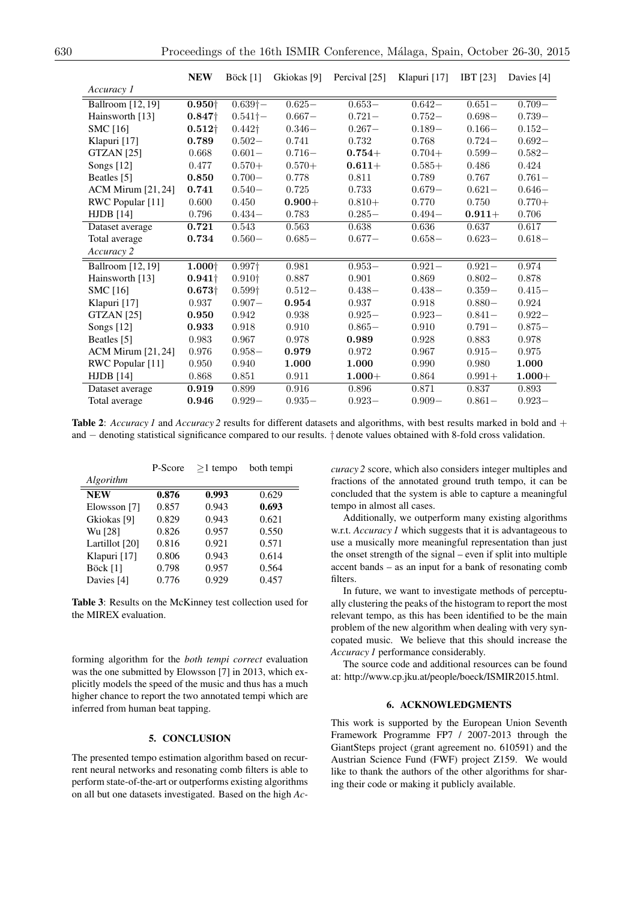| | **NEW** | Böck [1] | Gkiokas [9] | Percival [25] | Klapuri [17] | IBT [23] | Davies [4] |
|---|---|---|---|---|---|---|---|
| *Accuracy 1* | | | | | | | |
| Ballroom [12, 19] | **0.950**† | 0.639†− | 0.625− | 0.653− | 0.642− | 0.651− | 0.709− |
| Hainsworth [13] | **0.847**† | 0.541†− | 0.667− | 0.721− | 0.752− | 0.698− | 0.739− |
| SMC [16] | **0.512**† | 0.442† | 0.346− | 0.267− | 0.189− | 0.166− | 0.152− |
| Klapuri [17] | **0.789** | 0.502− | 0.741 | 0.732 | 0.768 | 0.724− | 0.692− |
| GTZAN [25] | 0.668 | 0.601− | 0.716− | **0.754**+ | 0.704+ | 0.599− | 0.582− |
| Songs [12] | 0.477 | 0.570+ | 0.570+ | **0.611**+ | 0.585+ | 0.486 | 0.424 |
| Beatles [5] | **0.850** | 0.700− | 0.778 | 0.811 | 0.789 | 0.767 | 0.761− |
| ACM Mirum [21, 24] | **0.741** | 0.540− | 0.725 | 0.733 | 0.679− | 0.621− | 0.646− |
| RWC Popular [11] | 0.600 | 0.450 | **0.900**+ | 0.810+ | 0.770 | 0.750 | 0.770+ |
| HJDB [14] | 0.796 | 0.434− | 0.783 | 0.285− | 0.494− | **0.911**+ | 0.706 |
| Dataset average | **0.721** | 0.543 | 0.563 | 0.638 | 0.636 | 0.637 | 0.617 |
| Total average | **0.734** | 0.560− | 0.685− | 0.677− | 0.658− | 0.623− | 0.618− |
| *Accuracy 2* | | | | | | | |
| Ballroom [12, 19] | **1.000**† | 0.997† | 0.981 | 0.953− | 0.921− | 0.921− | 0.974 |
| Hainsworth [13] | **0.941**† | 0.910† | 0.887 | 0.901 | 0.869 | 0.802− | 0.878 |
| SMC [16] | **0.673**† | 0.599† | 0.512− | 0.438− | 0.438− | 0.359− | 0.415− |
| Klapuri [17] | 0.937 | 0.907− | **0.954** | 0.937 | 0.918 | 0.880− | 0.924 |
| GTZAN [25] | **0.950** | 0.942 | 0.938 | 0.925− | 0.923− | 0.841− | 0.922− |
| Songs [12] | **0.933** | 0.918 | 0.910 | 0.865− | 0.910 | 0.791− | 0.875− |
| Beatles [5] | 0.983 | 0.967 | 0.978 | **0.989** | 0.928 | 0.883 | 0.978 |
| ACM Mirum [21, 24] | 0.976 | 0.958− | **0.979** | 0.972 | 0.967 | 0.915− | 0.975 |
| RWC Popular [11] | 0.950 | 0.940 | **1.000** | **1.000** | 0.990 | 0.980 | **1.000** |
| HJDB [14] | 0.868 | 0.851 | 0.911 | **1.000**+ | 0.864 | 0.991+ | **1.000**+ |
| Dataset average | **0.919** | 0.899 | 0.916 | 0.896 | 0.871 | 0.837 | 0.893 |
| Total average | **0.946** | 0.929− | 0.935− | 0.923− | 0.909− | 0.861− | 0.923− |

**Table 2**: *Accuracy 1* and *Accuracy 2* results for different datasets and algorithms, with best results marked in bold and + and − denoting statistical significance compared to our results. † denote values obtained with 8-fold cross validation.

| *Algorithm* | P-Score | ≥1 tempo | both tempi |
|---|---|---|---|
| **NEW** | **0.876** | **0.993** | 0.629 |
| Elowsson [7] | 0.857 | 0.943 | **0.693** |
| Gkiokas [9] | 0.829 | 0.943 | 0.621 |
| Wu [28] | 0.826 | 0.957 | 0.550 |
| Lartillot [20] | 0.816 | 0.921 | 0.571 |
| Klapuri [17] | 0.806 | 0.943 | 0.614 |
| Böck [1] | 0.798 | 0.957 | 0.564 |
| Davies [4] | 0.776 | 0.929 | 0.457 |

**Table 3**: Results on the McKinney test collection used for the MIREX evaluation.

forming algorithm for the *both tempi correct* evaluation was the one submitted by Elowsson [7] in 2013, which explicitly models the speed of the music and thus has a much higher chance to report the two annotated tempi which are inferred from human beat tapping.

## 5. CONCLUSION

The presented tempo estimation algorithm based on recurrent neural networks and resonating comb filters is able to perform state-of-the-art or outperforms existing algorithms on all but one datasets investigated. Based on the high *Accuracy 2* score, which also considers integer multiples and fractions of the annotated ground truth tempo, it can be concluded that the system is able to capture a meaningful tempo in almost all cases.

Additionally, we outperform many existing algorithms w.r.t. *Accuracy 1* which suggests that it is advantageous to use a musically more meaningful representation than just the onset strength of the signal – even if split into multiple accent bands – as an input for a bank of resonating comb filters.

In future, we want to investigate methods of perceptually clustering the peaks of the histogram to report the most relevant tempo, as this has been identified to be the main problem of the new algorithm when dealing with very syncopated music. We believe that this should increase the *Accuracy 1* performance considerably.

The source code and additional resources can be found at: http://www.cp.jku.at/people/boeck/ISMIR2015.html.

## 6. ACKNOWLEDGMENTS

This work is supported by the European Union Seventh Framework Programme FP7 / 2007-2013 through the GiantSteps project (grant agreement no. 610591) and the Austrian Science Fund (FWF) project Z159. We would like to thank the authors of the other algorithms for sharing their code or making it publicly available.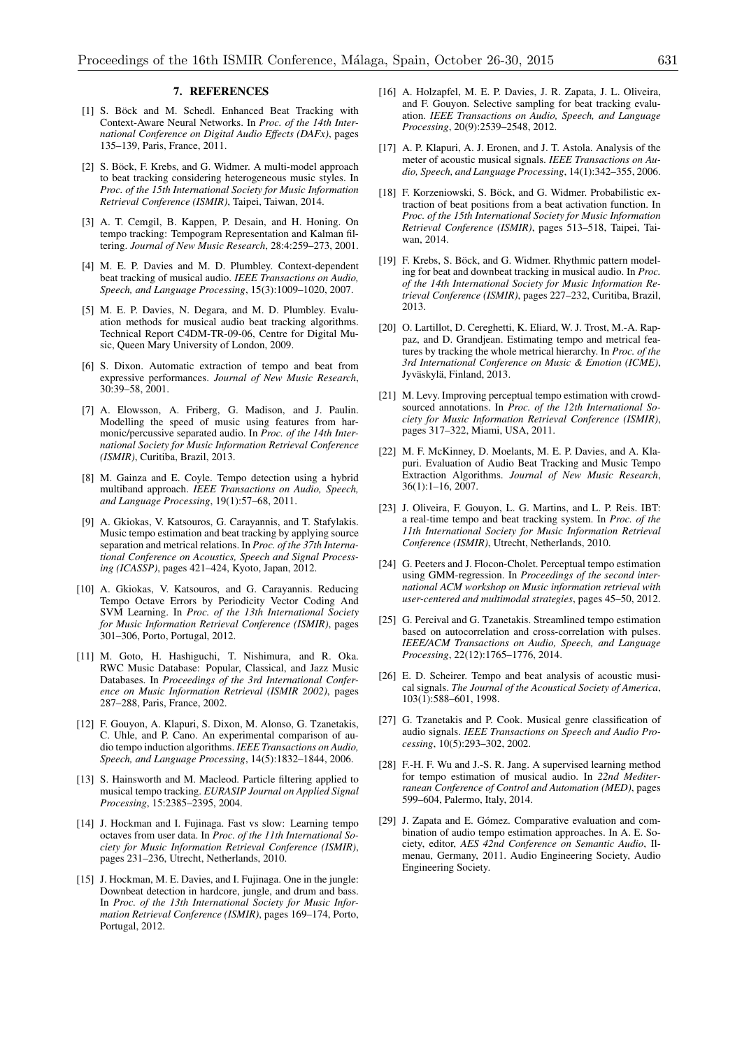## 7. REFERENCES

[1] S. Böck and M. Schedl. Enhanced Beat Tracking with Context-Aware Neural Networks. In *Proc. of the 14th International Conference on Digital Audio Effects (DAFx)*, pages 135–139, Paris, France, 2011.

[2] S. Böck, F. Krebs, and G. Widmer. A multi-model approach to beat tracking considering heterogeneous music styles. In *Proc. of the 15th International Society for Music Information Retrieval Conference (ISMIR)*, Taipei, Taiwan, 2014.

[3] A. T. Cemgil, B. Kappen, P. Desain, and H. Honing. On tempo tracking: Tempogram Representation and Kalman filtering. *Journal of New Music Research*, 28:4:259–273, 2001.

[4] M. E. P. Davies and M. D. Plumbley. Context-dependent beat tracking of musical audio. *IEEE Transactions on Audio, Speech, and Language Processing*, 15(3):1009–1020, 2007.

[5] M. E. P. Davies, N. Degara, and M. D. Plumbley. Evaluation methods for musical audio beat tracking algorithms. Technical Report C4DM-TR-09-06, Centre for Digital Music, Queen Mary University of London, 2009.

[6] S. Dixon. Automatic extraction of tempo and beat from expressive performances. *Journal of New Music Research*, 30:39–58, 2001.

[7] A. Elowsson, A. Friberg, G. Madison, and J. Paulin. Modelling the speed of music using features from harmonic/percussive separated audio. In *Proc. of the 14th International Society for Music Information Retrieval Conference (ISMIR)*, Curitiba, Brazil, 2013.

[8] M. Gainza and E. Coyle. Tempo detection using a hybrid multiband approach. *IEEE Transactions on Audio, Speech, and Language Processing*, 19(1):57–68, 2011.

[9] A. Gkiokas, V. Katsouros, G. Carayannis, and T. Stafylakis. Music tempo estimation and beat tracking by applying source separation and metrical relations. In *Proc. of the 37th International Conference on Acoustics, Speech and Signal Processing (ICASSP)*, pages 421–424, Kyoto, Japan, 2012.

[10] A. Gkiokas, V. Katsouros, and G. Carayannis. Reducing Tempo Octave Errors by Periodicity Vector Coding And SVM Learning. In *Proc. of the 13th International Society for Music Information Retrieval Conference (ISMIR)*, pages 301–306, Porto, Portugal, 2012.

[11] M. Goto, H. Hashiguchi, T. Nishimura, and R. Oka. RWC Music Database: Popular, Classical, and Jazz Music Databases. In *Proceedings of the 3rd International Conference on Music Information Retrieval (ISMIR 2002)*, pages 287–288, Paris, France, 2002.

[12] F. Gouyon, A. Klapuri, S. Dixon, M. Alonso, G. Tzanetakis, C. Uhle, and P. Cano. An experimental comparison of audio tempo induction algorithms. *IEEE Transactions on Audio, Speech, and Language Processing*, 14(5):1832–1844, 2006.

[13] S. Hainsworth and M. Macleod. Particle filtering applied to musical tempo tracking. *EURASIP Journal on Applied Signal Processing*, 15:2385–2395, 2004.

[14] J. Hockman and I. Fujinaga. Fast vs slow: Learning tempo octaves from user data. In *Proc. of the 11th International Society for Music Information Retrieval Conference (ISMIR)*, pages 231–236, Utrecht, Netherlands, 2010.

[15] J. Hockman, M. E. Davies, and I. Fujinaga. One in the jungle: Downbeat detection in hardcore, jungle, and drum and bass. In *Proc. of the 13th International Society for Music Information Retrieval Conference (ISMIR)*, pages 169–174, Porto, Portugal, 2012.

[16] A. Holzapfel, M. E. P. Davies, J. R. Zapata, J. L. Oliveira, and F. Gouyon. Selective sampling for beat tracking evaluation. *IEEE Transactions on Audio, Speech, and Language Processing*, 20(9):2539–2548, 2012.

[17] A. P. Klapuri, A. J. Eronen, and J. T. Astola. Analysis of the meter of acoustic musical signals. *IEEE Transactions on Audio, Speech, and Language Processing*, 14(1):342–355, 2006.

[18] F. Korzeniowski, S. Böck, and G. Widmer. Probabilistic extraction of beat positions from a beat activation function. In *Proc. of the 15th International Society for Music Information Retrieval Conference (ISMIR)*, pages 513–518, Taipei, Taiwan, 2014.

[19] F. Krebs, S. Böck, and G. Widmer. Rhythmic pattern modeling for beat and downbeat tracking in musical audio. In *Proc. of the 14th International Society for Music Information Retrieval Conference (ISMIR)*, pages 227–232, Curitiba, Brazil, 2013.

[20] O. Lartillot, D. Cereghetti, K. Eliard, W. J. Trost, M.-A. Rappaz, and D. Grandjean. Estimating tempo and metrical features by tracking the whole metrical hierarchy. In *Proc. of the 3rd International Conference on Music & Emotion (ICME)*, Jyväskylä, Finland, 2013.

[21] M. Levy. Improving perceptual tempo estimation with crowd-sourced annotations. In *Proc. of the 12th International Society for Music Information Retrieval Conference (ISMIR)*, pages 317–322, Miami, USA, 2011.

[22] M. F. McKinney, D. Moelants, M. E. P. Davies, and A. Klapuri. Evaluation of Audio Beat Tracking and Music Tempo Extraction Algorithms. *Journal of New Music Research*, 36(1):1–16, 2007.

[23] J. Oliveira, F. Gouyon, L. G. Martins, and L. P. Reis. IBT: a real-time tempo and beat tracking system. In *Proc. of the 11th International Society for Music Information Retrieval Conference (ISMIR)*, Utrecht, Netherlands, 2010.

[24] G. Peeters and J. Flocon-Cholet. Perceptual tempo estimation using GMM-regression. In *Proceedings of the second international ACM workshop on Music information retrieval with user-centered and multimodal strategies*, pages 45–50, 2012.

[25] G. Percival and G. Tzanetakis. Streamlined tempo estimation based on autocorrelation and cross-correlation with pulses. *IEEE/ACM Transactions on Audio, Speech, and Language Processing*, 22(12):1765–1776, 2014.

[26] E. D. Scheirer. Tempo and beat analysis of acoustic musical signals. *The Journal of the Acoustical Society of America*, 103(1):588–601, 1998.

[27] G. Tzanetakis and P. Cook. Musical genre classification of audio signals. *IEEE Transactions on Speech and Audio Processing*, 10(5):293–302, 2002.

[28] F.-H. F. Wu and J.-S. R. Jang. A supervised learning method for tempo estimation of musical audio. In *22nd Mediterranean Conference of Control and Automation (MED)*, pages 599–604, Palermo, Italy, 2014.

[29] J. Zapata and E. Gómez. Comparative evaluation and combination of audio tempo estimation approaches. In A. E. Society, editor, *AES 42nd Conference on Semantic Audio*, Ilmenau, Germany, 2011. Audio Engineering Society, Audio Engineering Society.